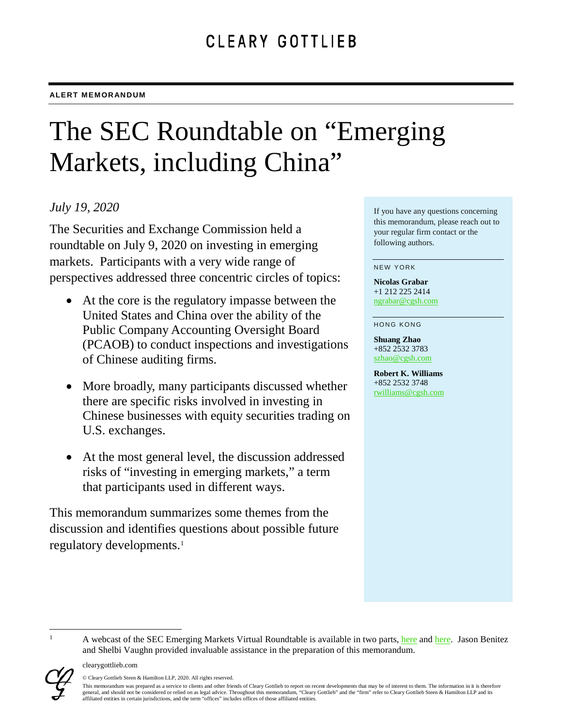CLEARY GOTTLIEB

**ALERT MEMORANDUM**

# The SEC Roundtable on "Emerging Markets, including China"

*July 19, 2020*

The Securities and Exchange Commission held a roundtable on July 9, 2020 on investing in emerging markets. Participants with a very wide range of perspectives addressed three concentric circles of topics:

- At the core is the regulatory impasse between the United States and China over the ability of the Public Company Accounting Oversight Board (PCAOB) to conduct inspections and investigations of Chinese auditing firms.
- More broadly, many participants discussed whether there are specific risks involved in investing in Chinese businesses with equity securities trading on U.S. exchanges.
- At the most general level, the discussion addressed risks of "investing in emerging markets," a term that participants used in different ways.

This memorandum summarizes some themes from the discussion and identifies questions about possible future regulatory developments.[1]

If you have any questions concerning this memorandum, please reach out to your regular firm contact or the following authors.

NEW YORK

**Nicolas Grabar**
+1 212 225 2414
ngrabar@cgsh.com

HONG KONG

**Shuang Zhao**
+852 2532 3783
szhao@cgsh.com

**Robert K. Williams**
+852 2532 3748
rwilliams@cgsh.com

[1] A webcast of the SEC Emerging Markets Virtual Roundtable is available in two parts, here and here. Jason Benitez and Shelbi Vaughn provided invaluable assistance in the preparation of this memorandum.

clearygottlieb.com

© Cleary Gottlieb Steen & Hamilton LLP, 2020. All rights reserved.

This memorandum was prepared as a service to clients and other friends of Cleary Gottlieb to report on recent developments that may be of interest to them. The information in it is therefore general, and should not be considered or relied on as legal advice. Throughout this memorandum, "Cleary Gottlieb" and the "firm" refer to Cleary Gottlieb Steen & Hamilton LLP and its affiliated entities in certain jurisdictions, and the term "offices" includes offices of those affiliated entities.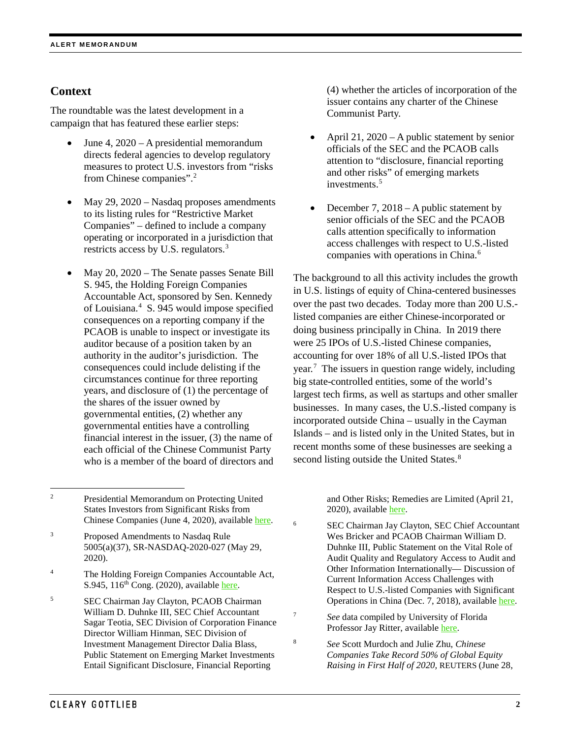## Context

The roundtable was the latest development in a campaign that has featured these earlier steps:

- June 4, 2020 – A presidential memorandum directs federal agencies to develop regulatory measures to protect U.S. investors from "risks from Chinese companies".[2]

- May 29, 2020 – Nasdaq proposes amendments to its listing rules for "Restrictive Market Companies" – defined to include a company operating or incorporated in a jurisdiction that restricts access by U.S. regulators.[3]

- May 20, 2020 – The Senate passes Senate Bill S. 945, the Holding Foreign Companies Accountable Act, sponsored by Sen. Kennedy of Louisiana.[4] S. 945 would impose specified consequences on a reporting company if the PCAOB is unable to inspect or investigate its auditor because of a position taken by an authority in the auditor's jurisdiction. The consequences could include delisting if the circumstances continue for three reporting years, and disclosure of (1) the percentage of the shares of the issuer owned by governmental entities, (2) whether any governmental entities have a controlling financial interest in the issuer, (3) the name of each official of the Chinese Communist Party who is a member of the board of directors and (4) whether the articles of incorporation of the issuer contains any charter of the Chinese Communist Party.

- April 21, 2020 – A public statement by senior officials of the SEC and the PCAOB calls attention to "disclosure, financial reporting and other risks" of emerging markets investments.[5]

- December 7, 2018 – A public statement by senior officials of the SEC and the PCAOB calls attention specifically to information access challenges with respect to U.S.-listed companies with operations in China.[6]

The background to all this activity includes the growth in U.S. listings of equity of China-centered businesses over the past two decades. Today more than 200 U.S.-listed companies are either Chinese-incorporated or doing business principally in China. In 2019 there were 25 IPOs of U.S.-listed Chinese companies, accounting for over 18% of all U.S.-listed IPOs that year.[7] The issuers in question range widely, including big state-controlled entities, some of the world's largest tech firms, as well as startups and other smaller businesses. In many cases, the U.S.-listed company is incorporated outside China – usually in the Cayman Islands – and is listed only in the United States, but in recent months some of these businesses are seeking a second listing outside the United States.[8]

---

[2] Presidential Memorandum on Protecting United States Investors from Significant Risks from Chinese Companies (June 4, 2020), available here.

[3] Proposed Amendments to Nasdaq Rule 5005(a)(37), SR-NASDAQ-2020-027 (May 29, 2020).

[4] The Holding Foreign Companies Accountable Act, S.945, 116th Cong. (2020), available here.

[5] SEC Chairman Jay Clayton, PCAOB Chairman William D. Duhnke III, SEC Chief Accountant Sagar Teotia, SEC Division of Corporation Finance Director William Hinman, SEC Division of Investment Management Director Dalia Blass, Public Statement on Emerging Market Investments Entail Significant Disclosure, Financial Reporting and Other Risks; Remedies are Limited (April 21, 2020), available here.

[6] SEC Chairman Jay Clayton, SEC Chief Accountant Wes Bricker and PCAOB Chairman William D. Duhnke III, Public Statement on the Vital Role of Audit Quality and Regulatory Access to Audit and Other Information Internationally— Discussion of Current Information Access Challenges with Respect to U.S.-listed Companies with Significant Operations in China (Dec. 7, 2018), available here.

[7] *See* data compiled by University of Florida Professor Jay Ritter, available here.

[8] *See* Scott Murdoch and Julie Zhu, *Chinese Companies Take Record 50% of Global Equity Raising in First Half of 2020,* REUTERS (June 28,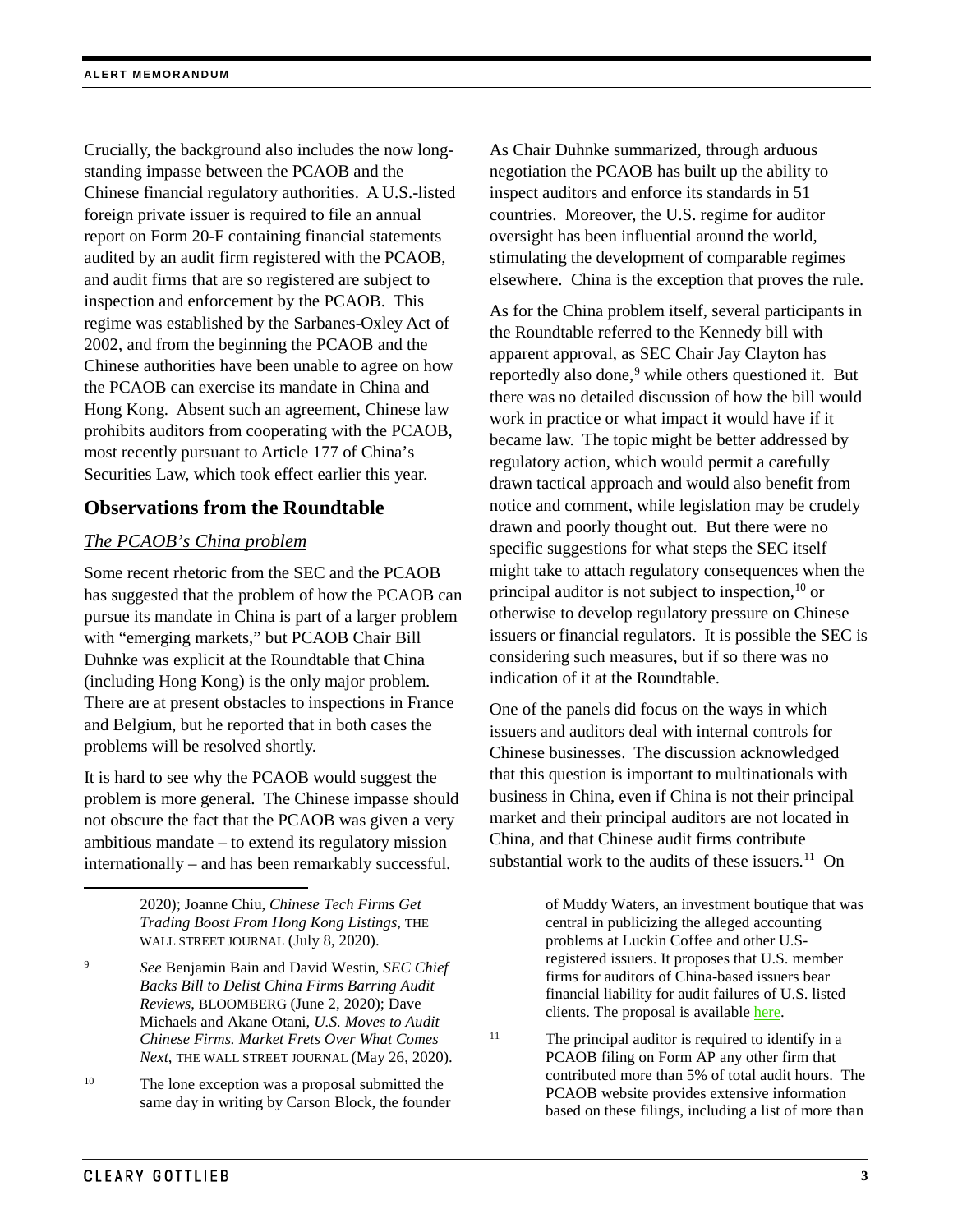Crucially, the background also includes the now long-standing impasse between the PCAOB and the Chinese financial regulatory authorities. A U.S.-listed foreign private issuer is required to file an annual report on Form 20-F containing financial statements audited by an audit firm registered with the PCAOB, and audit firms that are so registered are subject to inspection and enforcement by the PCAOB. This regime was established by the Sarbanes-Oxley Act of 2002, and from the beginning the PCAOB and the Chinese authorities have been unable to agree on how the PCAOB can exercise its mandate in China and Hong Kong. Absent such an agreement, Chinese law prohibits auditors from cooperating with the PCAOB, most recently pursuant to Article 177 of China's Securities Law, which took effect earlier this year.

## Observations from the Roundtable

### *The PCAOB's China problem*

Some recent rhetoric from the SEC and the PCAOB has suggested that the problem of how the PCAOB can pursue its mandate in China is part of a larger problem with "emerging markets," but PCAOB Chair Bill Duhnke was explicit at the Roundtable that China (including Hong Kong) is the only major problem. There are at present obstacles to inspections in France and Belgium, but he reported that in both cases the problems will be resolved shortly.

It is hard to see why the PCAOB would suggest the problem is more general. The Chinese impasse should not obscure the fact that the PCAOB was given a very ambitious mandate – to extend its regulatory mission internationally – and has been remarkably successful. As Chair Duhnke summarized, through arduous negotiation the PCAOB has built up the ability to inspect auditors and enforce its standards in 51 countries. Moreover, the U.S. regime for auditor oversight has been influential around the world, stimulating the development of comparable regimes elsewhere. China is the exception that proves the rule.

As for the China problem itself, several participants in the Roundtable referred to the Kennedy bill with apparent approval, as SEC Chair Jay Clayton has reportedly also done,[9] while others questioned it. But there was no detailed discussion of how the bill would work in practice or what impact it would have if it became law. The topic might be better addressed by regulatory action, which would permit a carefully drawn tactical approach and would also benefit from notice and comment, while legislation may be crudely drawn and poorly thought out. But there were no specific suggestions for what steps the SEC itself might take to attach regulatory consequences when the principal auditor is not subject to inspection,[10] or otherwise to develop regulatory pressure on Chinese issuers or financial regulators. It is possible the SEC is considering such measures, but if so there was no indication of it at the Roundtable.

One of the panels did focus on the ways in which issuers and auditors deal with internal controls for Chinese businesses. The discussion acknowledged that this question is important to multinationals with business in China, even if China is not their principal market and their principal auditors are not located in China, and that Chinese audit firms contribute substantial work to the audits of these issuers.[11] On

---

2020); Joanne Chiu, *Chinese Tech Firms Get Trading Boost From Hong Kong Listings*, THE WALL STREET JOURNAL (July 8, 2020).

[9] *See* Benjamin Bain and David Westin, *SEC Chief Backs Bill to Delist China Firms Barring Audit Reviews*, BLOOMBERG (June 2, 2020); Dave Michaels and Akane Otani, *U.S. Moves to Audit Chinese Firms. Market Frets Over What Comes Next*, THE WALL STREET JOURNAL (May 26, 2020).

[10] The lone exception was a proposal submitted the same day in writing by Carson Block, the founder of Muddy Waters, an investment boutique that was central in publicizing the alleged accounting problems at Luckin Coffee and other U.S.-registered issuers. It proposes that U.S. member firms for auditors of China-based issuers bear financial liability for audit failures of U.S. listed clients. The proposal is available here.

[11] The principal auditor is required to identify in a PCAOB filing on Form AP any other firm that contributed more than 5% of total audit hours. The PCAOB website provides extensive information based on these filings, including a list of more than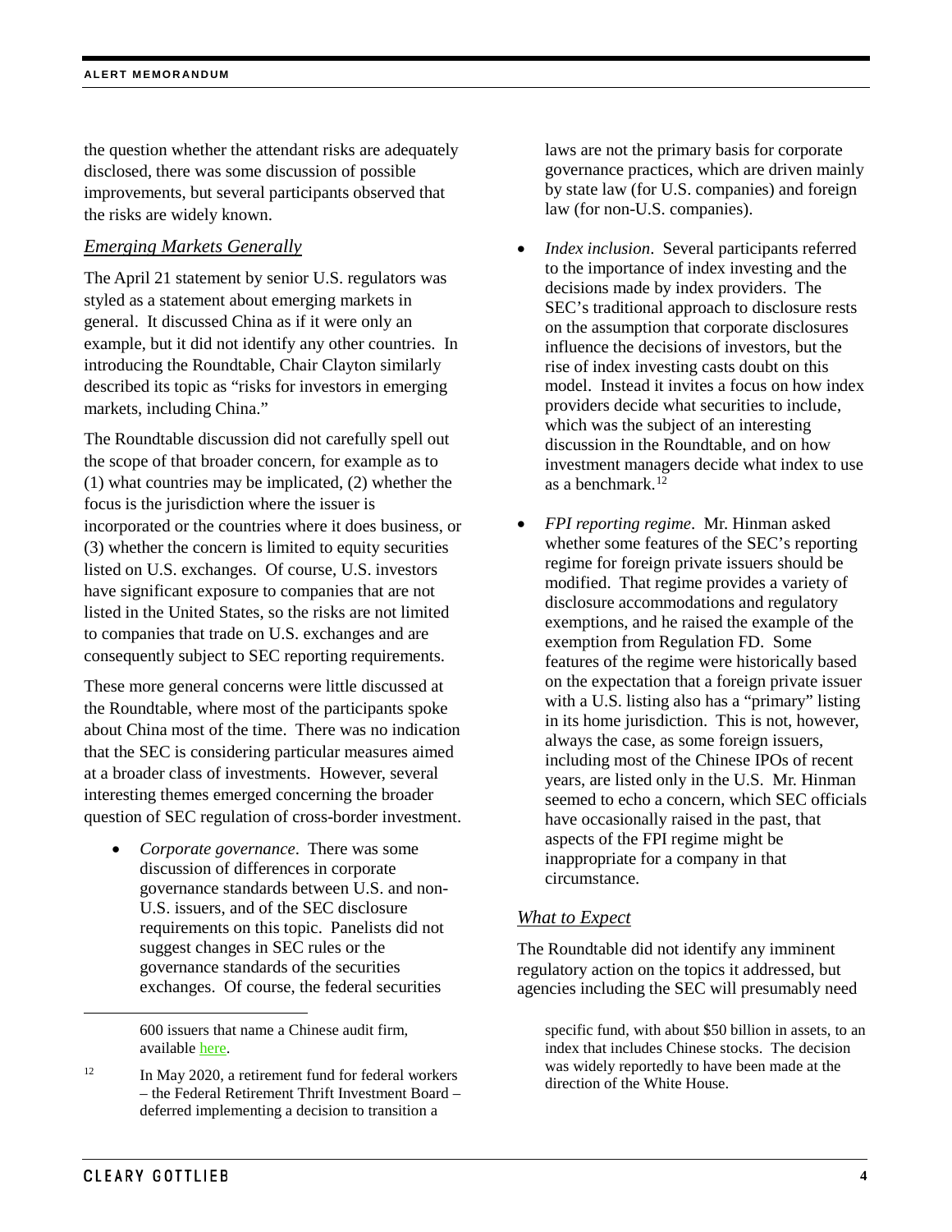the question whether the attendant risks are adequately disclosed, there was some discussion of possible improvements, but several participants observed that the risks are widely known.

### *Emerging Markets Generally*

The April 21 statement by senior U.S. regulators was styled as a statement about emerging markets in general. It discussed China as if it were only an example, but it did not identify any other countries. In introducing the Roundtable, Chair Clayton similarly described its topic as "risks for investors in emerging markets, including China."

The Roundtable discussion did not carefully spell out the scope of that broader concern, for example as to (1) what countries may be implicated, (2) whether the focus is the jurisdiction where the issuer is incorporated or the countries where it does business, or (3) whether the concern is limited to equity securities listed on U.S. exchanges. Of course, U.S. investors have significant exposure to companies that are not listed in the United States, so the risks are not limited to companies that trade on U.S. exchanges and are consequently subject to SEC reporting requirements.

These more general concerns were little discussed at the Roundtable, where most of the participants spoke about China most of the time. There was no indication that the SEC is considering particular measures aimed at a broader class of investments. However, several interesting themes emerged concerning the broader question of SEC regulation of cross-border investment.

- *Corporate governance*. There was some discussion of differences in corporate governance standards between U.S. and non-U.S. issuers, and of the SEC disclosure requirements on this topic. Panelists did not suggest changes in SEC rules or the governance standards of the securities exchanges. Of course, the federal securities laws are not the primary basis for corporate governance practices, which are driven mainly by state law (for U.S. companies) and foreign law (for non-U.S. companies).
- *Index inclusion*. Several participants referred to the importance of index investing and the decisions made by index providers. The SEC's traditional approach to disclosure rests on the assumption that corporate disclosures influence the decisions of investors, but the rise of index investing casts doubt on this model. Instead it invites a focus on how index providers decide what securities to include, which was the subject of an interesting discussion in the Roundtable, and on how investment managers decide what index to use as a benchmark.[12]
- *FPI reporting regime*. Mr. Hinman asked whether some features of the SEC's reporting regime for foreign private issuers should be modified. That regime provides a variety of disclosure accommodations and regulatory exemptions, and he raised the example of the exemption from Regulation FD. Some features of the regime were historically based on the expectation that a foreign private issuer with a U.S. listing also has a "primary" listing in its home jurisdiction. This is not, however, always the case, as some foreign issuers, including most of the Chinese IPOs of recent years, are listed only in the U.S. Mr. Hinman seemed to echo a concern, which SEC officials have occasionally raised in the past, that aspects of the FPI regime might be inappropriate for a company in that circumstance.

### *What to Expect*

The Roundtable did not identify any imminent regulatory action on the topics it addressed, but agencies including the SEC will presumably need

---

600 issuers that name a Chinese audit firm, available here.

[12] In May 2020, a retirement fund for federal workers – the Federal Retirement Thrift Investment Board – deferred implementing a decision to transition a specific fund, with about $50 billion in assets, to an index that includes Chinese stocks. The decision was widely reportedly to have been made at the direction of the White House.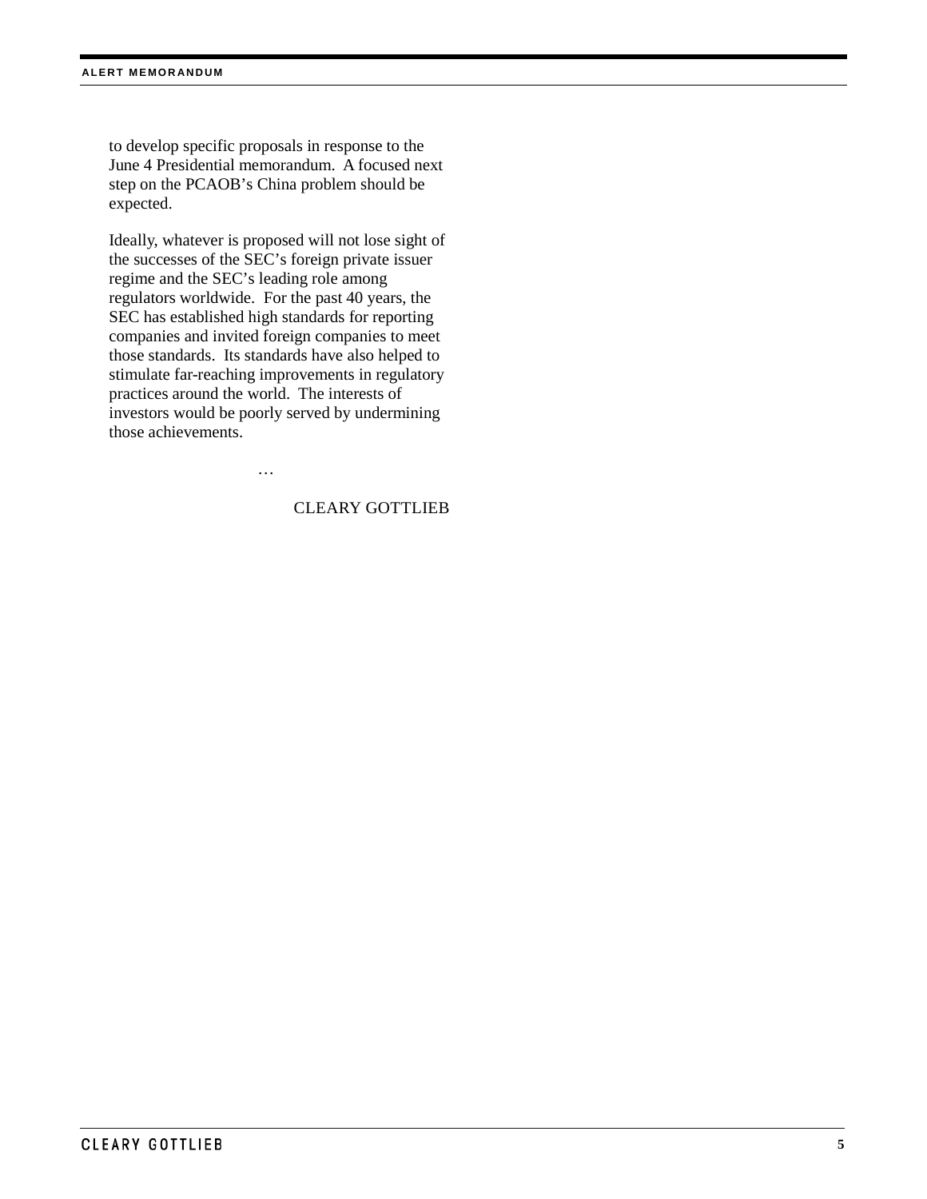to develop specific proposals in response to the June 4 Presidential memorandum. A focused next step on the PCAOB's China problem should be expected.

Ideally, whatever is proposed will not lose sight of the successes of the SEC's foreign private issuer regime and the SEC's leading role among regulators worldwide. For the past 40 years, the SEC has established high standards for reporting companies and invited foreign companies to meet those standards. Its standards have also helped to stimulate far-reaching improvements in regulatory practices around the world. The interests of investors would be poorly served by undermining those achievements.

…

CLEARY GOTTLIEB